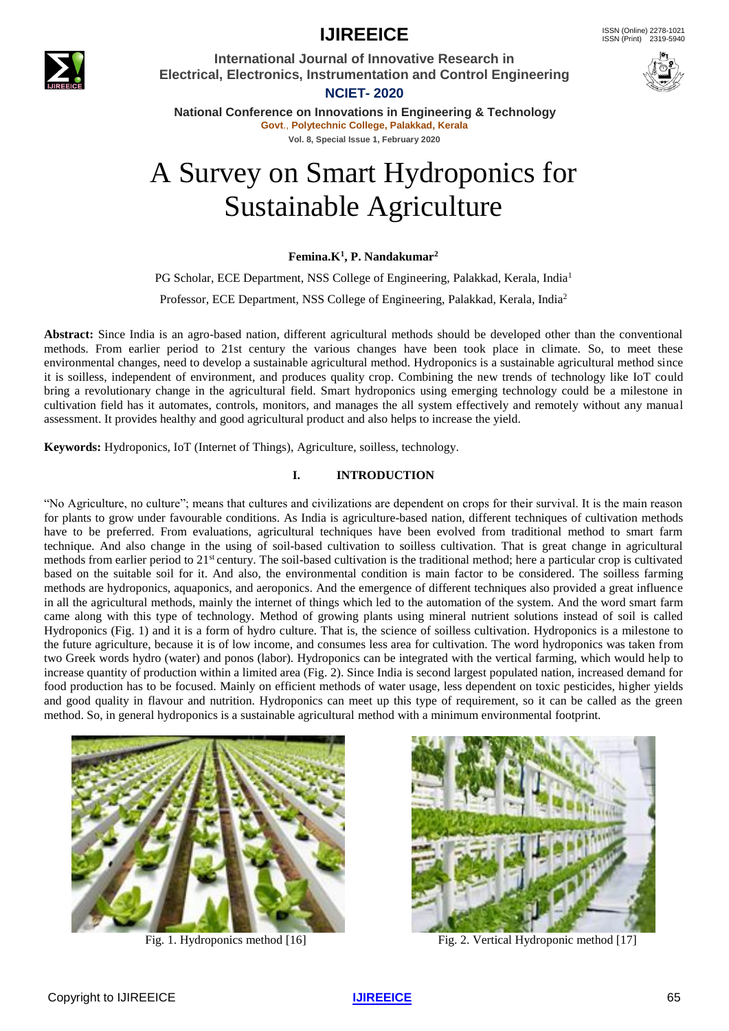# A Survey on Smart Hydroponics for Sustainable Agriculture

**Femina.K[1], P. Nandakumar[2]**

PG Scholar, ECE Department, NSS College of Engineering, Palakkad, Kerala, India[1]

Professor, ECE Department, NSS College of Engineering, Palakkad, Kerala, India[2]

**Abstract:** Since India is an agro-based nation, different agricultural methods should be developed other than the conventional methods. From earlier period to 21st century the various changes have been took place in climate. So, to meet these environmental changes, need to develop a sustainable agricultural method. Hydroponics is a sustainable agricultural method since it is soilless, independent of environment, and produces quality crop. Combining the new trends of technology like IoT could bring a revolutionary change in the agricultural field. Smart hydroponics using emerging technology could be a milestone in cultivation field has it automates, controls, monitors, and manages the all system effectively and remotely without any manual assessment. It provides healthy and good agricultural product and also helps to increase the yield.

**Keywords:** Hydroponics, IoT (Internet of Things), Agriculture, soilless, technology.

## I. INTRODUCTION

"No Agriculture, no culture"; means that cultures and civilizations are dependent on crops for their survival. It is the main reason for plants to grow under favourable conditions. As India is agriculture-based nation, different techniques of cultivation methods have to be preferred. From evaluations, agricultural techniques have been evolved from traditional method to smart farm technique. And also change in the using of soil-based cultivation to soilless cultivation. That is great change in agricultural methods from earlier period to 21st century. The soil-based cultivation is the traditional method; here a particular crop is cultivated based on the suitable soil for it. And also, the environmental condition is main factor to be considered. The soilless farming methods are hydroponics, aquaponics, and aeroponics. And the emergence of different techniques also provided a great influence in all the agricultural methods, mainly the internet of things which led to the automation of the system. And the word smart farm came along with this type of technology. Method of growing plants using mineral nutrient solutions instead of soil is called Hydroponics (Fig. 1) and it is a form of hydro culture. That is, the science of soilless cultivation. Hydroponics is a milestone to the future agriculture, because it is of low income, and consumes less area for cultivation. The word hydroponics was taken from two Greek words hydro (water) and ponos (labor). Hydroponics can be integrated with the vertical farming, which would help to increase quantity of production within a limited area (Fig. 2). Since India is second largest populated nation, increased demand for food production has to be focused. Mainly on efficient methods of water usage, less dependent on toxic pesticides, higher yields and good quality in flavour and nutrition. Hydroponics can meet up this type of requirement, so it can be called as the green method. So, in general hydroponics is a sustainable agricultural method with a minimum environmental footprint.

Fig. 1. Hydroponics method [16]

Fig. 2. Vertical Hydroponic method [17]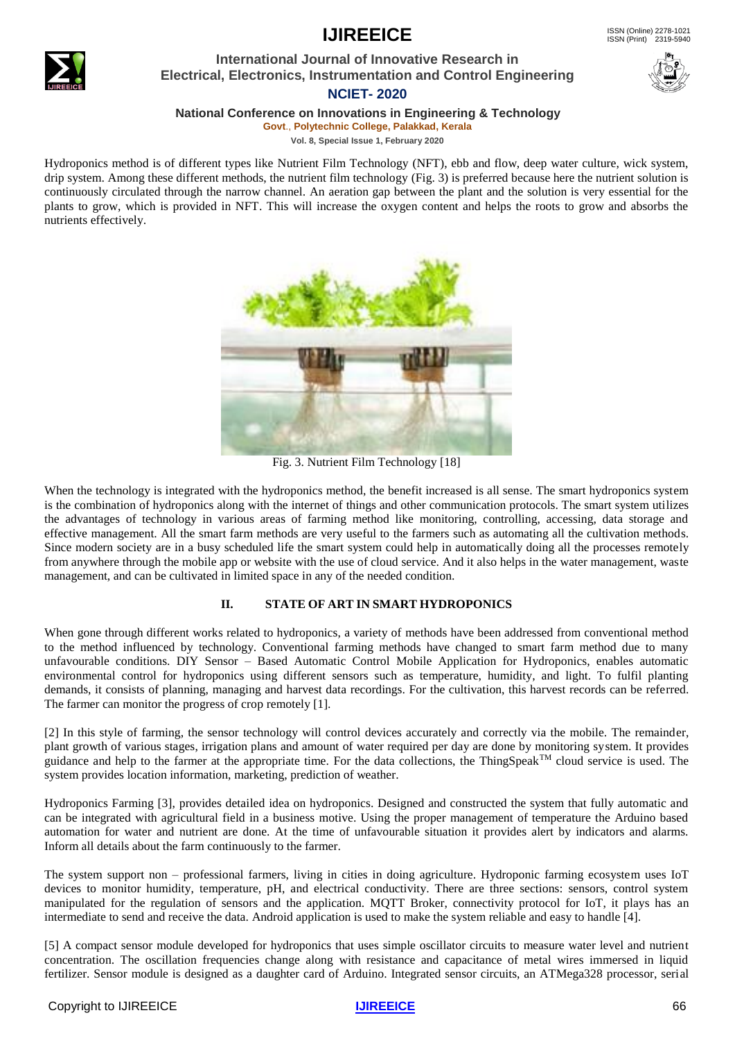Hydroponics method is of different types like Nutrient Film Technology (NFT), ebb and flow, deep water culture, wick system, drip system. Among these different methods, the nutrient film technology (Fig. 3) is preferred because here the nutrient solution is continuously circulated through the narrow channel. An aeration gap between the plant and the solution is very essential for the plants to grow, which is provided in NFT. This will increase the oxygen content and helps the roots to grow and absorbs the nutrients effectively.

Fig. 3. Nutrient Film Technology [18]

When the technology is integrated with the hydroponics method, the benefit increased is all sense. The smart hydroponics system is the combination of hydroponics along with the internet of things and other communication protocols. The smart system utilizes the advantages of technology in various areas of farming method like monitoring, controlling, accessing, data storage and effective management. All the smart farm methods are very useful to the farmers such as automating all the cultivation methods. Since modern society are in a busy scheduled life the smart system could help in automatically doing all the processes remotely from anywhere through the mobile app or website with the use of cloud service. And it also helps in the water management, waste management, and can be cultivated in limited space in any of the needed condition.

## II. STATE OF ART IN SMART HYDROPONICS

When gone through different works related to hydroponics, a variety of methods have been addressed from conventional method to the method influenced by technology. Conventional farming methods have changed to smart farm method due to many unfavourable conditions. DIY Sensor – Based Automatic Control Mobile Application for Hydroponics, enables automatic environmental control for hydroponics using different sensors such as temperature, humidity, and light. To fulfil planting demands, it consists of planning, managing and harvest data recordings. For the cultivation, this harvest records can be referred. The farmer can monitor the progress of crop remotely [1].

[2] In this style of farming, the sensor technology will control devices accurately and correctly via the mobile. The remainder, plant growth of various stages, irrigation plans and amount of water required per day are done by monitoring system. It provides guidance and help to the farmer at the appropriate time. For the data collections, the ThingSpeak™ cloud service is used. The system provides location information, marketing, prediction of weather.

Hydroponics Farming [3], provides detailed idea on hydroponics. Designed and constructed the system that fully automatic and can be integrated with agricultural field in a business motive. Using the proper management of temperature the Arduino based automation for water and nutrient are done. At the time of unfavourable situation it provides alert by indicators and alarms. Inform all details about the farm continuously to the farmer.

The system support non – professional farmers, living in cities in doing agriculture. Hydroponic farming ecosystem uses IoT devices to monitor humidity, temperature, pH, and electrical conductivity. There are three sections: sensors, control system manipulated for the regulation of sensors and the application. MQTT Broker, connectivity protocol for IoT, it plays has an intermediate to send and receive the data. Android application is used to make the system reliable and easy to handle [4].

[5] A compact sensor module developed for hydroponics that uses simple oscillator circuits to measure water level and nutrient concentration. The oscillation frequencies change along with resistance and capacitance of metal wires immersed in liquid fertilizer. Sensor module is designed as a daughter card of Arduino. Integrated sensor circuits, an ATMega328 processor, serial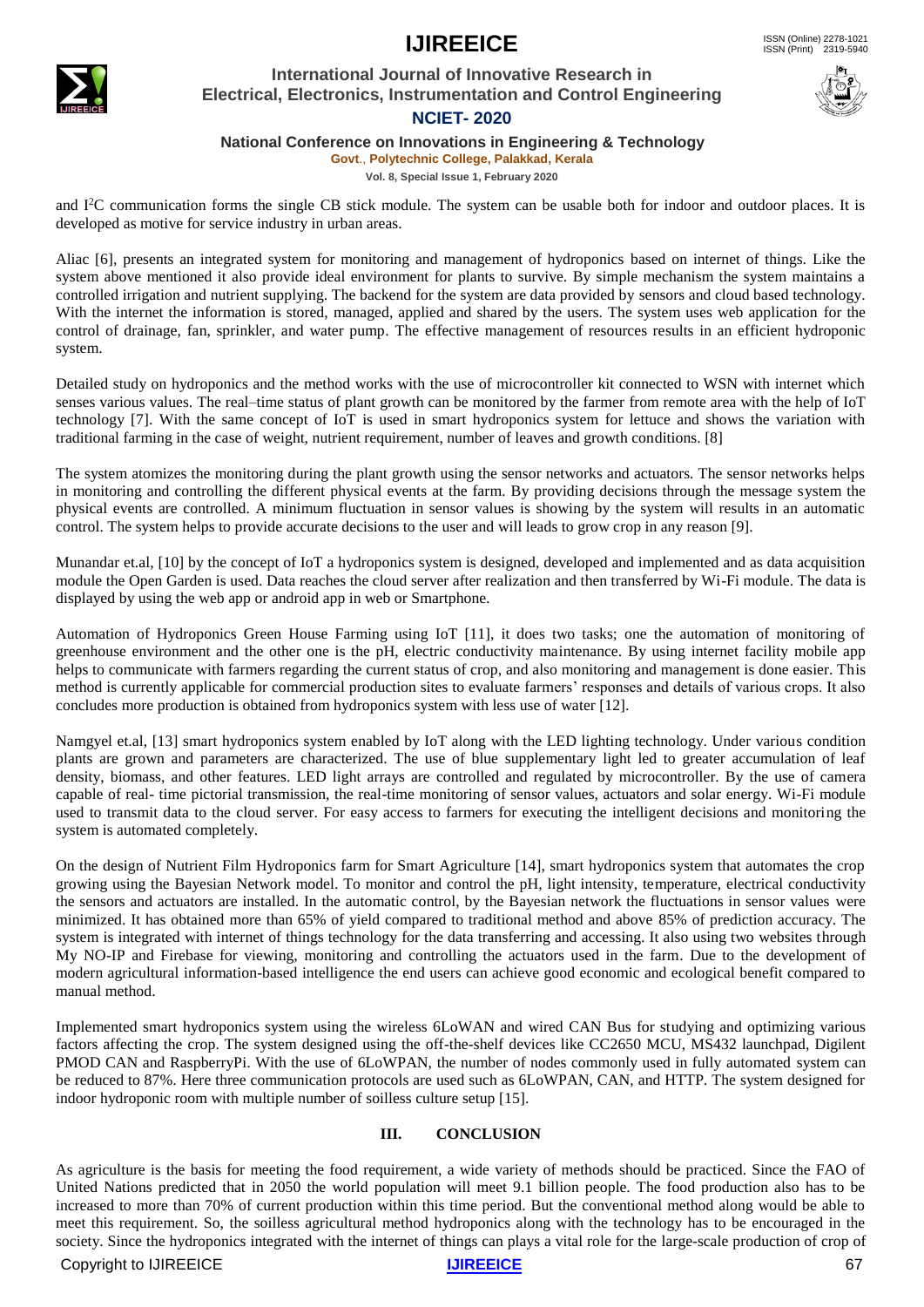and I$^2$C communication forms the single CB stick module. The system can be usable both for indoor and outdoor places. It is developed as motive for service industry in urban areas.

Aliac [6], presents an integrated system for monitoring and management of hydroponics based on internet of things. Like the system above mentioned it also provide ideal environment for plants to survive. By simple mechanism the system maintains a controlled irrigation and nutrient supplying. The backend for the system are data provided by sensors and cloud based technology. With the internet the information is stored, managed, applied and shared by the users. The system uses web application for the control of drainage, fan, sprinkler, and water pump. The effective management of resources results in an efficient hydroponic system.

Detailed study on hydroponics and the method works with the use of microcontroller kit connected to WSN with internet which senses various values. The real–time status of plant growth can be monitored by the farmer from remote area with the help of IoT technology [7]. With the same concept of IoT is used in smart hydroponics system for lettuce and shows the variation with traditional farming in the case of weight, nutrient requirement, number of leaves and growth conditions. [8]

The system atomizes the monitoring during the plant growth using the sensor networks and actuators. The sensor networks helps in monitoring and controlling the different physical events at the farm. By providing decisions through the message system the physical events are controlled. A minimum fluctuation in sensor values is showing by the system will results in an automatic control. The system helps to provide accurate decisions to the user and will leads to grow crop in any reason [9].

Munandar et.al, [10] by the concept of IoT a hydroponics system is designed, developed and implemented and as data acquisition module the Open Garden is used. Data reaches the cloud server after realization and then transferred by Wi-Fi module. The data is displayed by using the web app or android app in web or Smartphone.

Automation of Hydroponics Green House Farming using IoT [11], it does two tasks; one the automation of monitoring of greenhouse environment and the other one is the pH, electric conductivity maintenance. By using internet facility mobile app helps to communicate with farmers regarding the current status of crop, and also monitoring and management is done easier. This method is currently applicable for commercial production sites to evaluate farmers' responses and details of various crops. It also concludes more production is obtained from hydroponics system with less use of water [12].

Namgyel et.al, [13] smart hydroponics system enabled by IoT along with the LED lighting technology. Under various condition plants are grown and parameters are characterized. The use of blue supplementary light led to greater accumulation of leaf density, biomass, and other features. LED light arrays are controlled and regulated by microcontroller. By the use of camera capable of real- time pictorial transmission, the real-time monitoring of sensor values, actuators and solar energy. Wi-Fi module used to transmit data to the cloud server. For easy access to farmers for executing the intelligent decisions and monitoring the system is automated completely.

On the design of Nutrient Film Hydroponics farm for Smart Agriculture [14], smart hydroponics system that automates the crop growing using the Bayesian Network model. To monitor and control the pH, light intensity, temperature, electrical conductivity the sensors and actuators are installed. In the automatic control, by the Bayesian network the fluctuations in sensor values were minimized. It has obtained more than 65% of yield compared to traditional method and above 85% of prediction accuracy. The system is integrated with internet of things technology for the data transferring and accessing. It also using two websites through My NO-IP and Firebase for viewing, monitoring and controlling the actuators used in the farm. Due to the development of modern agricultural information-based intelligence the end users can achieve good economic and ecological benefit compared to manual method.

Implemented smart hydroponics system using the wireless 6LoWAN and wired CAN Bus for studying and optimizing various factors affecting the crop. The system designed using the off-the-shelf devices like CC2650 MCU, MS432 launchpad, Digilent PMOD CAN and RaspberryPi. With the use of 6LoWPAN, the number of nodes commonly used in fully automated system can be reduced to 87%. Here three communication protocols are used such as 6LoWPAN, CAN, and HTTP. The system designed for indoor hydroponic room with multiple number of soilless culture setup [15].

## III. CONCLUSION

As agriculture is the basis for meeting the food requirement, a wide variety of methods should be practiced. Since the FAO of United Nations predicted that in 2050 the world population will meet 9.1 billion people. The food production also has to be increased to more than 70% of current production within this time period. But the conventional method along would be able to meet this requirement. So, the soilless agricultural method hydroponics along with the technology has to be encouraged in the society. Since the hydroponics integrated with the internet of things can plays a vital role for the large-scale production of crop of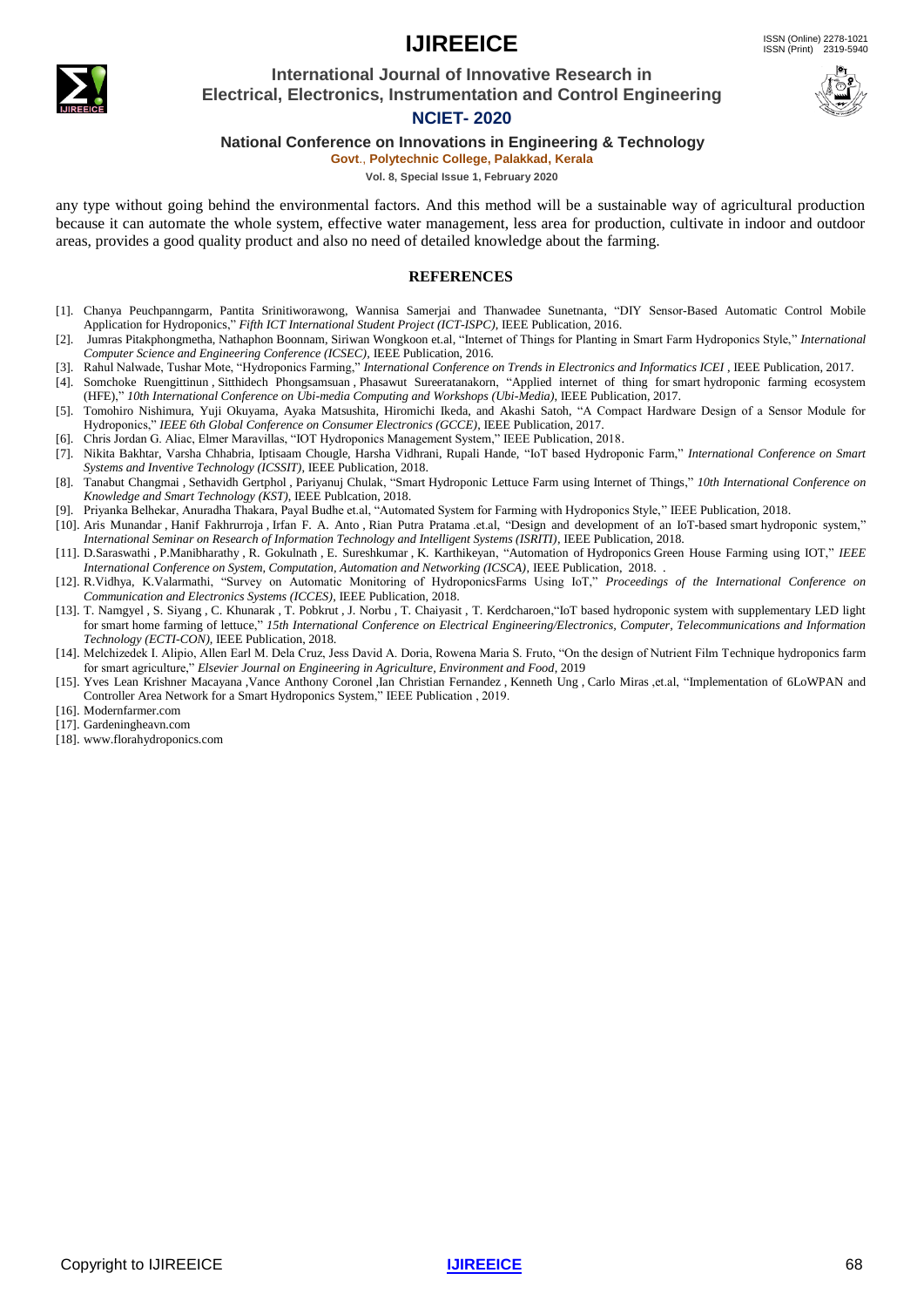any type without going behind the environmental factors. And this method will be a sustainable way of agricultural production because it can automate the whole system, effective water management, less area for production, cultivate in indoor and outdoor areas, provides a good quality product and also no need of detailed knowledge about the farming.

## REFERENCES

[1]. Chanya Peuchpanngarm, Pantita Srinitiworawong, Wannisa Samerjai and Thanwadee Sunetnanta, "DIY Sensor-Based Automatic Control Mobile Application for Hydroponics," *Fifth ICT International Student Project (ICT-ISPC)*, IEEE Publication, 2016.

[2]. Jumras Pitakphongmetha, Nathaphon Boonnam, Siriwan Wongkoon et.al, "Internet of Things for Planting in Smart Farm Hydroponics Style," *International Computer Science and Engineering Conference (ICSEC)*, IEEE Publication, 2016.

[3]. Rahul Nalwade, Tushar Mote, "Hydroponics Farming," *International Conference on Trends in Electronics and Informatics ICEI* , IEEE Publication, 2017.

[4]. Somchoke Ruengittinun , Sitthidech Phongsamsuan , Phasawut Sureeratanakorn, "Applied internet of thing for smart hydroponic farming ecosystem (HFE)," *10th International Conference on Ubi-media Computing and Workshops (Ubi-Media)*, IEEE Publication, 2017.

[5]. Tomohiro Nishimura, Yuji Okuyama, Ayaka Matsushita, Hiromichi Ikeda, and Akashi Satoh, "A Compact Hardware Design of a Sensor Module for Hydroponics," *IEEE 6th Global Conference on Consumer Electronics (GCCE)*, IEEE Publication, 2017.

[6]. Chris Jordan G. Aliac, Elmer Maravillas, "IOT Hydroponics Management System," IEEE Publication, 2018.

[7]. Nikita Bakhtar, Varsha Chhabria, Iptisaam Chougle, Harsha Vidhrani, Rupali Hande, "IoT based Hydroponic Farm," *International Conference on Smart Systems and Inventive Technology (ICSSIT)*, IEEE Publication, 2018.

[8]. Tanabut Changmai , Sethavidh Gertphol , Pariyanuj Chulak, "Smart Hydroponic Lettuce Farm using Internet of Things," *10th International Conference on Knowledge and Smart Technology (KST)*, IEEE Publcation, 2018.

[9]. Priyanka Belhekar, Anuradha Thakara, Payal Budhe et.al, "Automated System for Farming with Hydroponics Style," IEEE Publication, 2018.

[10]. Aris Munandar , Hanif Fakhrurroja , Irfan F. A. Anto , Rian Putra Pratama .et.al, "Design and development of an IoT-based smart hydroponic system," *International Seminar on Research of Information Technology and Intelligent Systems (ISRITI)*, IEEE Publication, 2018.

[11]. D.Saraswathi , P.Manibharathy , R. Gokulnath , E. Sureshkumar , K. Karthikeyan, "Automation of Hydroponics Green House Farming using IOT," *IEEE International Conference on System, Computation, Automation and Networking (ICSCA)*, IEEE Publication, 2018. .

[12]. R.Vidhya, K.Valarmathi, "Survey on Automatic Monitoring of HydroponicsFarms Using IoT," *Proceedings of the International Conference on Communication and Electronics Systems (ICCES)*, IEEE Publication, 2018.

[13]. T. Namgyel , S. Siyang , C. Khunarak , T. Pobkrut , J. Norbu , T. Chaiyasit , T. Kerdcharoen,"IoT based hydroponic system with supplementary LED light for smart home farming of lettuce," *15th International Conference on Electrical Engineering/Electronics, Computer, Telecommunications and Information Technology (ECTI-CON)*, IEEE Publication, 2018.

[14]. Melchizedek I. Alipio, Allen Earl M. Dela Cruz, Jess David A. Doria, Rowena Maria S. Fruto, "On the design of Nutrient Film Technique hydroponics farm for smart agriculture," *Elsevier Journal on Engineering in Agriculture, Environment and Food*, 2019

[15]. Yves Lean Krishner Macayana ,Vance Anthony Coronel ,Ian Christian Fernandez , Kenneth Ung , Carlo Miras ,et.al, "Implementation of 6LoWPAN and Controller Area Network for a Smart Hydroponics System," IEEE Publication , 2019.

[16]. Modernfarmer.com

[17]. Gardeningheavn.com

[18]. www.florahydroponics.com